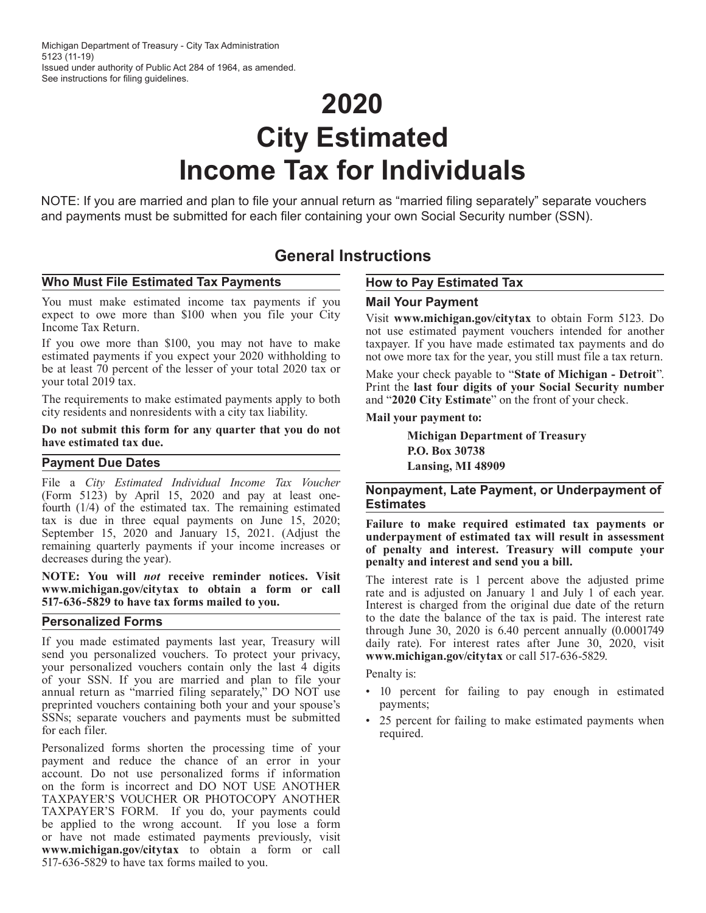Michigan Department of Treasury - City Tax Administration
5123 (11-19)
Issued under authority of Public Act 284 of 1964, as amended.
See instructions for filing guidelines.

# 2020 City Estimated Income Tax for Individuals

NOTE: If you are married and plan to file your annual return as "married filing separately" separate vouchers and payments must be submitted for each filer containing your own Social Security number (SSN).

## General Instructions

### Who Must File Estimated Tax Payments

You must make estimated income tax payments if you expect to owe more than $100 when you file your City Income Tax Return.

If you owe more than $100, you may not have to make estimated payments if you expect your 2020 withholding to be at least 70 percent of the lesser of your total 2020 tax or your total 2019 tax.

The requirements to make estimated payments apply to both city residents and nonresidents with a city tax liability.

**Do not submit this form for any quarter that you do not have estimated tax due.**

### Payment Due Dates

File a *City Estimated Individual Income Tax Voucher* (Form 5123) by April 15, 2020 and pay at least one-fourth (1/4) of the estimated tax. The remaining estimated tax is due in three equal payments on June 15, 2020; September 15, 2020 and January 15, 2021. (Adjust the remaining quarterly payments if your income increases or decreases during the year).

**NOTE: You will *not* receive reminder notices. Visit www.michigan.gov/citytax to obtain a form or call 517-636-5829 to have tax forms mailed to you.**

### Personalized Forms

If you made estimated payments last year, Treasury will send you personalized vouchers. To protect your privacy, your personalized vouchers contain only the last 4 digits of your SSN. If you are married and plan to file your annual return as "married filing separately," DO NOT use preprinted vouchers containing both your and your spouse's SSNs; separate vouchers and payments must be submitted for each filer.

Personalized forms shorten the processing time of your payment and reduce the chance of an error in your account. Do not use personalized forms if information on the form is incorrect and DO NOT USE ANOTHER TAXPAYER'S VOUCHER OR PHOTOCOPY ANOTHER TAXPAYER'S FORM. If you do, your payments could be applied to the wrong account. If you lose a form or have not made estimated payments previously, visit **www.michigan.gov/citytax** to obtain a form or call 517-636-5829 to have tax forms mailed to you.

### How to Pay Estimated Tax

#### Mail Your Payment

Visit **www.michigan.gov/citytax** to obtain Form 5123. Do not use estimated payment vouchers intended for another taxpayer. If you have made estimated tax payments and do not owe more tax for the year, you still must file a tax return.

Make your check payable to "**State of Michigan - Detroit**". Print the **last four digits of your Social Security number** and "**2020 City Estimate**" on the front of your check.

**Mail your payment to:**

**Michigan Department of Treasury**
**P.O. Box 30738**
**Lansing, MI 48909**

### Nonpayment, Late Payment, or Underpayment of Estimates

**Failure to make required estimated tax payments or underpayment of estimated tax will result in assessment of penalty and interest. Treasury will compute your penalty and interest and send you a bill.**

The interest rate is 1 percent above the adjusted prime rate and is adjusted on January 1 and July 1 of each year. Interest is charged from the original due date of the return to the date the balance of the tax is paid. The interest rate through June 30, 2020 is 6.40 percent annually (0.0001749 daily rate). For interest rates after June 30, 2020, visit **www.michigan.gov/citytax** or call 517-636-5829.

Penalty is:

- 10 percent for failing to pay enough in estimated payments;
- 25 percent for failing to make estimated payments when required.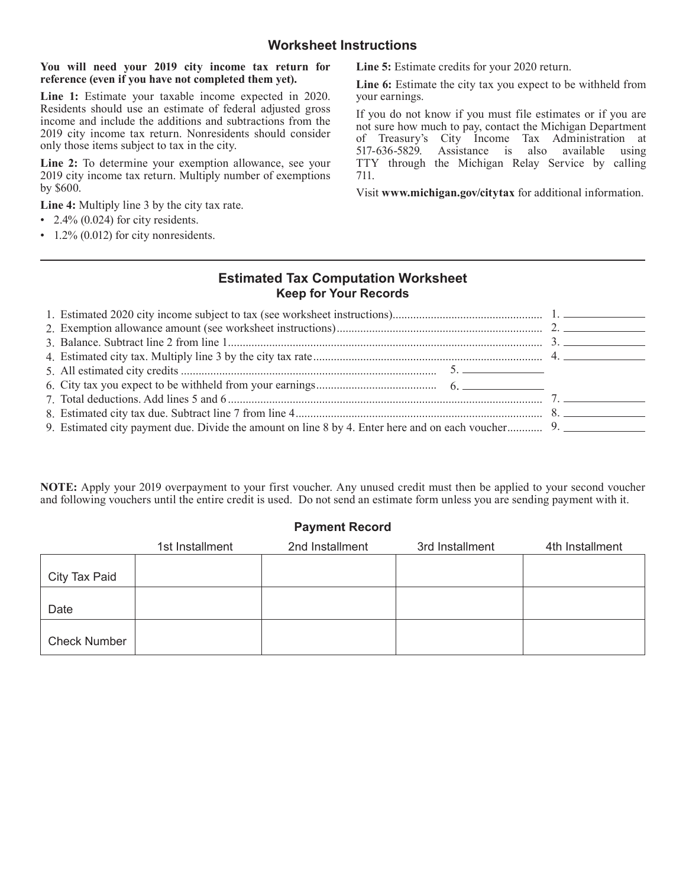## Worksheet Instructions

**You will need your 2019 city income tax return for reference (even if you have not completed them yet).**

**Line 1:** Estimate your taxable income expected in 2020. Residents should use an estimate of federal adjusted gross income and include the additions and subtractions from the 2019 city income tax return. Nonresidents should consider only those items subject to tax in the city.

**Line 2:** To determine your exemption allowance, see your 2019 city income tax return. Multiply number of exemptions by $600.

**Line 4:** Multiply line 3 by the city tax rate.

- 2.4% (0.024) for city residents.
- 1.2% (0.012) for city nonresidents.

**Line 5:** Estimate credits for your 2020 return.

**Line 6:** Estimate the city tax you expect to be withheld from your earnings.

If you do not know if you must file estimates or if you are not sure how much to pay, contact the Michigan Department of Treasury's City Income Tax Administration at 517-636-5829. Assistance is also available using TTY through the Michigan Relay Service by calling 711.

Visit **www.michigan.gov/citytax** for additional information.

## Estimated Tax Computation Worksheet
### Keep for Your Records

1. Estimated 2020 city income subject to tax (see worksheet instructions) ........ 1. ______
2. Exemption allowance amount (see worksheet instructions) ........ 2. ______
3. Balance. Subtract line 2 from line 1 ........ 3. ______
4. Estimated city tax. Multiply line 3 by the city tax rate ........ 4. ______
5. All estimated city credits ........ 5. ______
6. City tax you expect to be withheld from your earnings ........ 6. ______
7. Total deductions. Add lines 5 and 6 ........ 7. ______
8. Estimated city tax due. Subtract line 7 from line 4 ........ 8. ______
9. Estimated city payment due. Divide the amount on line 8 by 4. Enter here and on each voucher ........ 9. ______

**NOTE:** Apply your 2019 overpayment to your first voucher. Any unused credit must then be applied to your second voucher and following vouchers until the entire credit is used. Do not send an estimate form unless you are sending payment with it.

### Payment Record

| | 1st Installment | 2nd Installment | 3rd Installment | 4th Installment |
|---|---|---|---|---|
| City Tax Paid | | | | |
| Date | | | | |
| Check Number | | | | |